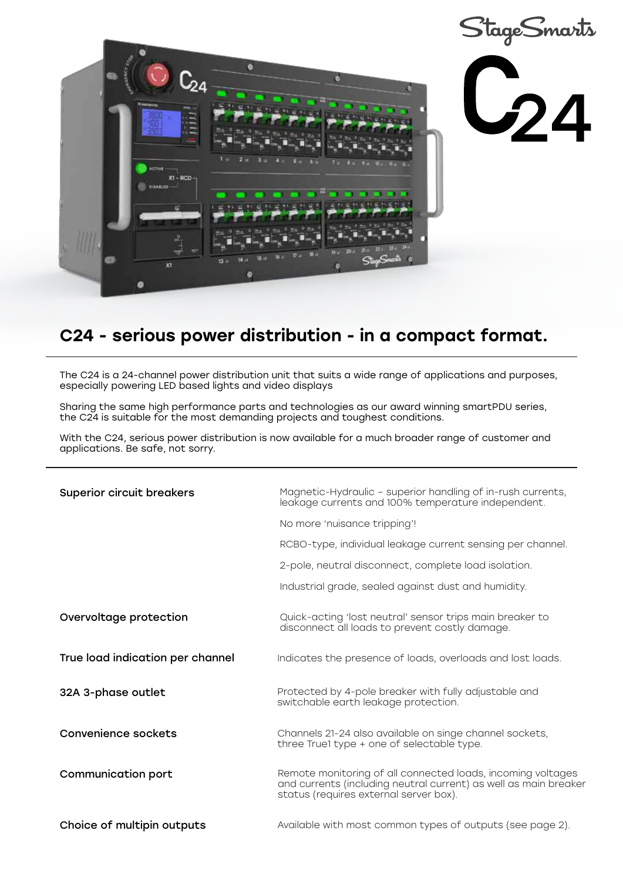StageSmarts

# C24

## C24 - serious power distribution - in a compact format.

The C24 is a 24-channel power distribution unit that suits a wide range of applications and purposes, especially powering LED based lights and video displays

Sharing the same high performance parts and technologies as our award winning smartPDU series, the C24 is suitable for the most demanding projects and toughest conditions.

With the C24, serious power distribution is now available for a much broader range of customer and applications. Be safe, not sorry.

| | |
|---|---|
| **Superior circuit breakers** | Magnetic-Hydraulic – superior handling of in-rush currents, leakage currents and 100% temperature independent. |
| | No more 'nuisance tripping'! |
| | RCBO-type, individual leakage current sensing per channel. |
| | 2-pole, neutral disconnect, complete load isolation. |
| | Industrial grade, sealed against dust and humidity. |
| **Overvoltage protection** | Quick-acting 'lost neutral' sensor trips main breaker to disconnect all loads to prevent costly damage. |
| **True load indication per channel** | Indicates the presence of loads, overloads and lost loads. |
| **32A 3-phase outlet** | Protected by 4-pole breaker with fully adjustable and switchable earth leakage protection. |
| **Convenience sockets** | Channels 21-24 also available on singe channel sockets, three True1 type + one of selectable type. |
| **Communication port** | Remote monitoring of all connected loads, incoming voltages and currents (including neutral current) as well as main breaker status (requires external server box). |
| **Choice of multipin outputs** | Available with most common types of outputs (see page 2). |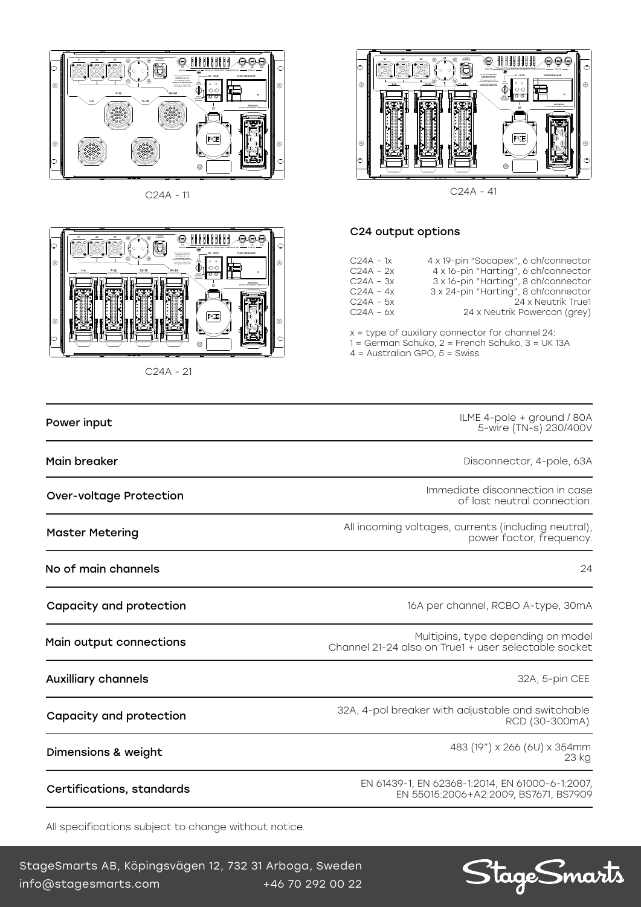C24A - 11

C24A - 41

C24A - 21

## C24 output options

| | |
|---|---|
| C24A – 1x | 4 x 19-pin "Socapex", 6 ch/connector |
| C24A – 2x | 4 x 16-pin "Harting", 6 ch/connector |
| C24A – 3x | 3 x 16-pin "Harting", 8 ch/connector |
| C24A – 4x | 3 x 24-pin "Harting", 8 ch/connector |
| C24A – 5x | 24 x Neutrik True1 |
| C24A – 6x | 24 x Neutrik Powercon (grey) |

x = type of auxiliary connector for channel 24:
1 = German Schuko, 2 = French Schuko, 3 = UK 13A
4 = Australian GPO, 5 = Swiss

| | |
|---|---|
| Power input | ILME 4-pole + ground / 80A<br>5-wire (TN-s) 230/400V |
| Main breaker | Disconnector, 4-pole, 63A |
| Over-voltage Protection | Immediate disconnection in case<br>of lost neutral connection. |
| Master Metering | All incoming voltages, currents (including neutral),<br>power factor, frequency. |
| No of main channels | 24 |
| Capacity and protection | 16A per channel, RCBO A-type, 30mA |
| Main output connections | Multipins, type depending on model<br>Channel 21-24 also on True1 + user selectable socket |
| Auxilliary channels | 32A, 5-pin CEE |
| Capacity and protection | 32A, 4-pol breaker with adjustable and switchable<br>RCD (30-300mA) |
| Dimensions & weight | 483 (19") x 266 (6U) x 354mm<br>23 kg |
| Certifications, standards | EN 61439-1, EN 62368-1:2014, EN 61000-6-1:2007,<br>EN 55015:2006+A2:2009, BS7671, BS7909 |

All specifications subject to change without notice.

StageSmarts AB, Köpingsvägen 12, 732 31 Arboga, Sweden
info@stagesmarts.com +46 70 292 00 22

StageSmarts